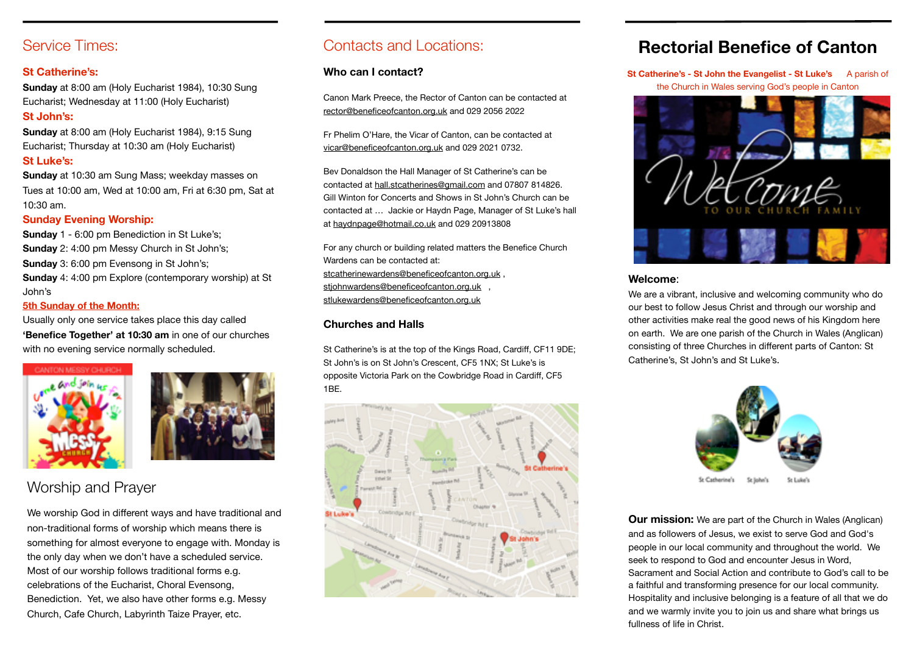## Service Times:

### St Catherine's:

**Sunday** at 8:00 am (Holy Eucharist 1984), 10:30 Sung Eucharist; Wednesday at 11:00 (Holy Eucharist)

### St John's:

**Sunday** at 8:00 am (Holy Eucharist 1984), 9:15 Sung Eucharist; Thursday at 10:30 am (Holy Eucharist)

### St Luke's:

**Sunday** at 10:30 am Sung Mass; weekday masses on Tues at 10:00 am, Wed at 10:00 am, Fri at 6:30 pm, Sat at 10:30 am.

### Sunday Evening Worship:

**Sunday** 1 - 6:00 pm Benediction in St Luke's;
**Sunday** 2: 4:00 pm Messy Church in St John's;
**Sunday** 3: 6:00 pm Evensong in St John's;
**Sunday** 4: 4:00 pm Explore (contemporary worship) at St John's

### 5th Sunday of the Month:

Usually only one service takes place this day called **'Benefice Together' at 10:30 am** in one of our churches with no evening service normally scheduled.

## Worship and Prayer

We worship God in different ways and have traditional and non-traditional forms of worship which means there is something for almost everyone to engage with. Monday is the only day when we don't have a scheduled service. Most of our worship follows traditional forms e.g. celebrations of the Eucharist, Choral Evensong, Benediction. Yet, we also have other forms e.g. Messy Church, Cafe Church, Labyrinth Taize Prayer, etc.

## Contacts and Locations:

### Who can I contact?

Canon Mark Preece, the Rector of Canton can be contacted at rector@beneficeofcanton.org.uk and 029 2056 2022

Fr Phelim O'Hare, the Vicar of Canton, can be contacted at vicar@beneficeofcanton.org.uk and 029 2021 0732.

Bev Donaldson the Hall Manager of St Catherine's can be contacted at hall.stcatherines@gmail.com and 07807 814826. Gill Winton for Concerts and Shows in St John's Church can be contacted at … Jackie or Haydn Page, Manager of St Luke's hall at haydnpage@hotmail.co.uk and 029 20913808

For any church or building related matters the Benefice Church Wardens can be contacted at:
stcatherinewardens@beneficeofcanton.org.uk ,
stjohnwardens@beneficeofcanton.org.uk ,
stlukewardens@beneficeofcanton.org.uk

### Churches and Halls

St Catherine's is at the top of the Kings Road, Cardiff, CF11 9DE; St John's is on St John's Crescent, CF5 1NX; St Luke's is opposite Victoria Park on the Cowbridge Road in Cardiff, CF5 1BE.

# Rectorial Benefice of Canton

St Catherine's - St John the Evangelist - St Luke's A parish of the Church in Wales serving God's people in Canton

### Welcome:

We are a vibrant, inclusive and welcoming community who do our best to follow Jesus Christ and through our worship and other activities make real the good news of his Kingdom here on earth. We are one parish of the Church in Wales (Anglican) consisting of three Churches in different parts of Canton: St Catherine's, St John's and St Luke's.

**Our mission:** We are part of the Church in Wales (Anglican) and as followers of Jesus, we exist to serve God and God's people in our local community and throughout the world. We seek to respond to God and encounter Jesus in Word, Sacrament and Social Action and contribute to God's call to be a faithful and transforming presence for our local community. Hospitality and inclusive belonging is a feature of all that we do and we warmly invite you to join us and share what brings us fullness of life in Christ.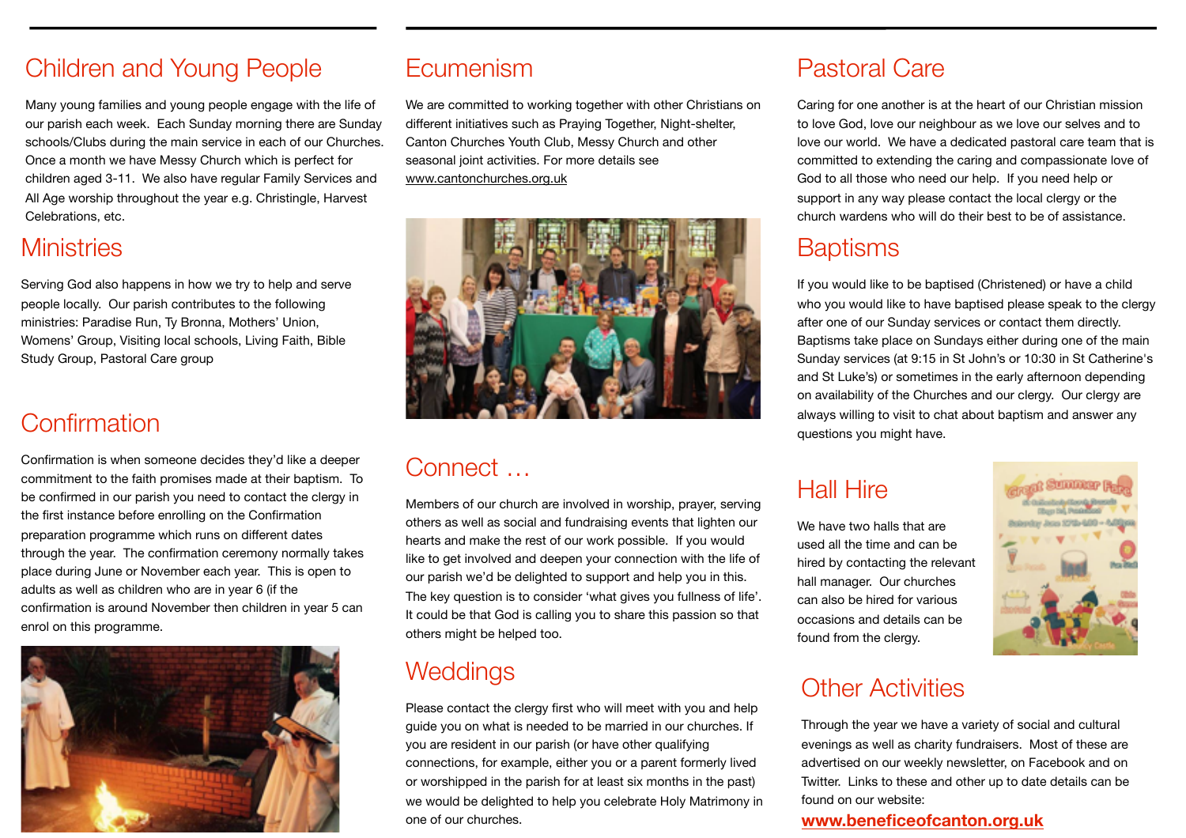## Children and Young People

Many young families and young people engage with the life of our parish each week. Each Sunday morning there are Sunday schools/Clubs during the main service in each of our Churches. Once a month we have Messy Church which is perfect for children aged 3-11. We also have regular Family Services and All Age worship throughout the year e.g. Christingle, Harvest Celebrations, etc.

## Ministries

Serving God also happens in how we try to help and serve people locally. Our parish contributes to the following ministries: Paradise Run, Ty Bronna, Mothers' Union, Womens' Group, Visiting local schools, Living Faith, Bible Study Group, Pastoral Care group

## Confirmation

Confirmation is when someone decides they'd like a deeper commitment to the faith promises made at their baptism. To be confirmed in our parish you need to contact the clergy in the first instance before enrolling on the Confirmation preparation programme which runs on different dates through the year. The confirmation ceremony normally takes place during June or November each year. This is open to adults as well as children who are in year 6 (if the confirmation is around November then children in year 5 can enrol on this programme.

## Ecumenism

We are committed to working together with other Christians on different initiatives such as Praying Together, Night-shelter, Canton Churches Youth Club, Messy Church and other seasonal joint activities. For more details see www.cantonchurches.org.uk

## Connect …

Members of our church are involved in worship, prayer, serving others as well as social and fundraising events that lighten our hearts and make the rest of our work possible. If you would like to get involved and deepen your connection with the life of our parish we'd be delighted to support and help you in this. The key question is to consider 'what gives you fullness of life'. It could be that God is calling you to share this passion so that others might be helped too.

## Weddings

Please contact the clergy first who will meet with you and help guide you on what is needed to be married in our churches. If you are resident in our parish (or have other qualifying connections, for example, either you or a parent formerly lived or worshipped in the parish for at least six months in the past) we would be delighted to help you celebrate Holy Matrimony in one of our churches.

## Pastoral Care

Caring for one another is at the heart of our Christian mission to love God, love our neighbour as we love our selves and to love our world. We have a dedicated pastoral care team that is committed to extending the caring and compassionate love of God to all those who need our help. If you need help or support in any way please contact the local clergy or the church wardens who will do their best to be of assistance.

## Baptisms

If you would like to be baptised (Christened) or have a child who you would like to have baptised please speak to the clergy after one of our Sunday services or contact them directly. Baptisms take place on Sundays either during one of the main Sunday services (at 9:15 in St John's or 10:30 in St Catherine's and St Luke's) or sometimes in the early afternoon depending on availability of the Churches and our clergy. Our clergy are always willing to visit to chat about baptism and answer any questions you might have.

## Hall Hire

We have two halls that are used all the time and can be hired by contacting the relevant hall manager. Our churches can also be hired for various occasions and details can be found from the clergy.

## Other Activities

Through the year we have a variety of social and cultural evenings as well as charity fundraisers. Most of these are advertised on our weekly newsletter, on Facebook and on Twitter. Links to these and other up to date details can be found on our website:

**www.beneficeofcanton.org.uk**